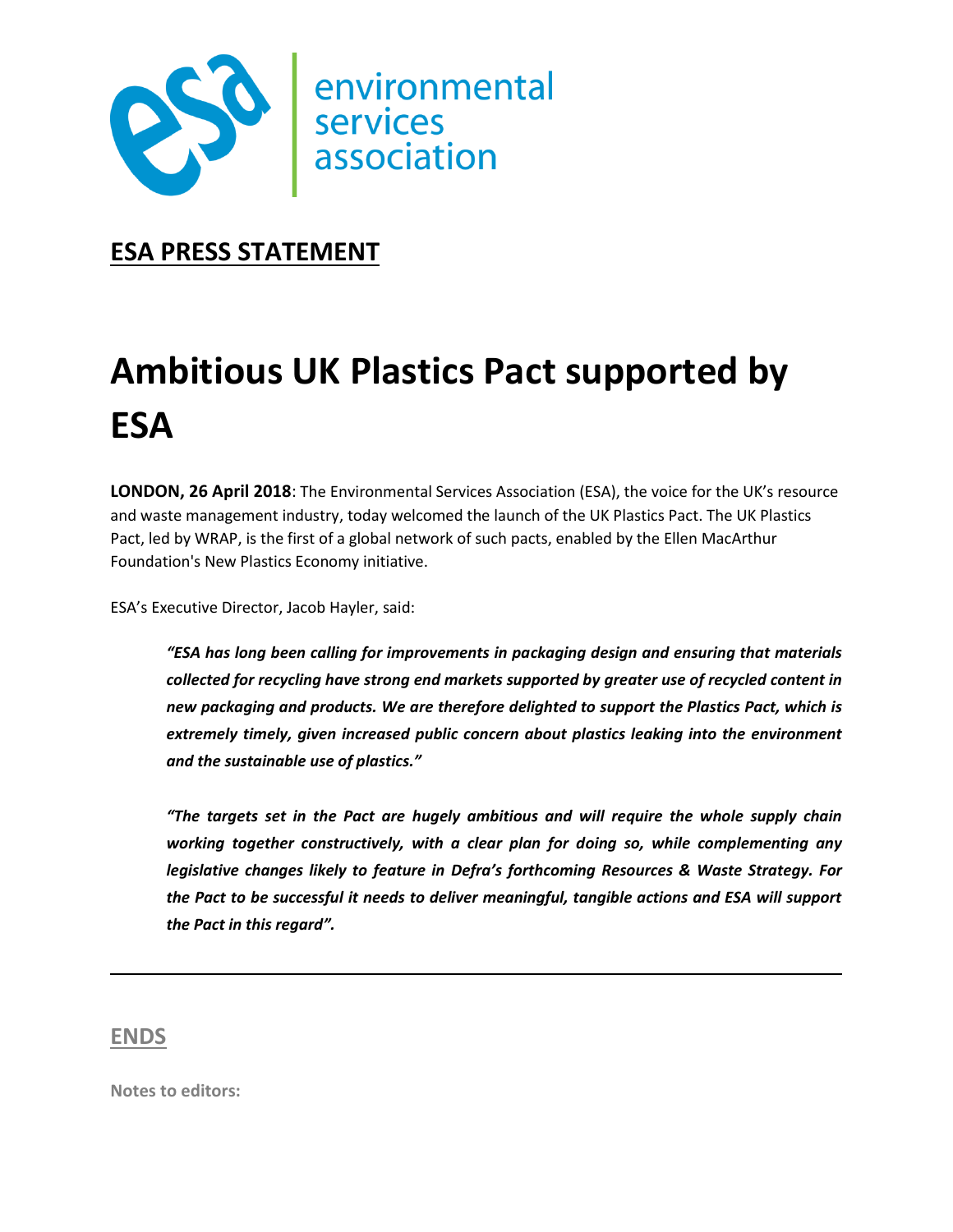environmental services association

**ESA PRESS STATEMENT**

# Ambitious UK Plastics Pact supported by ESA

**LONDON, 26 April 2018**: The Environmental Services Association (ESA), the voice for the UK's resource and waste management industry, today welcomed the launch of the UK Plastics Pact. The UK Plastics Pact, led by WRAP, is the first of a global network of such pacts, enabled by the Ellen MacArthur Foundation's New Plastics Economy initiative.

ESA's Executive Director, Jacob Hayler, said:

> ***"ESA has long been calling for improvements in packaging design and ensuring that materials collected for recycling have strong end markets supported by greater use of recycled content in new packaging and products. We are therefore delighted to support the Plastics Pact, which is extremely timely, given increased public concern about plastics leaking into the environment and the sustainable use of plastics."***
>
> ***"The targets set in the Pact are hugely ambitious and will require the whole supply chain working together constructively, with a clear plan for doing so, while complementing any legislative changes likely to feature in Defra's forthcoming Resources & Waste Strategy. For the Pact to be successful it needs to deliver meaningful, tangible actions and ESA will support the Pact in this regard".***

---

**ENDS**

**Notes to editors:**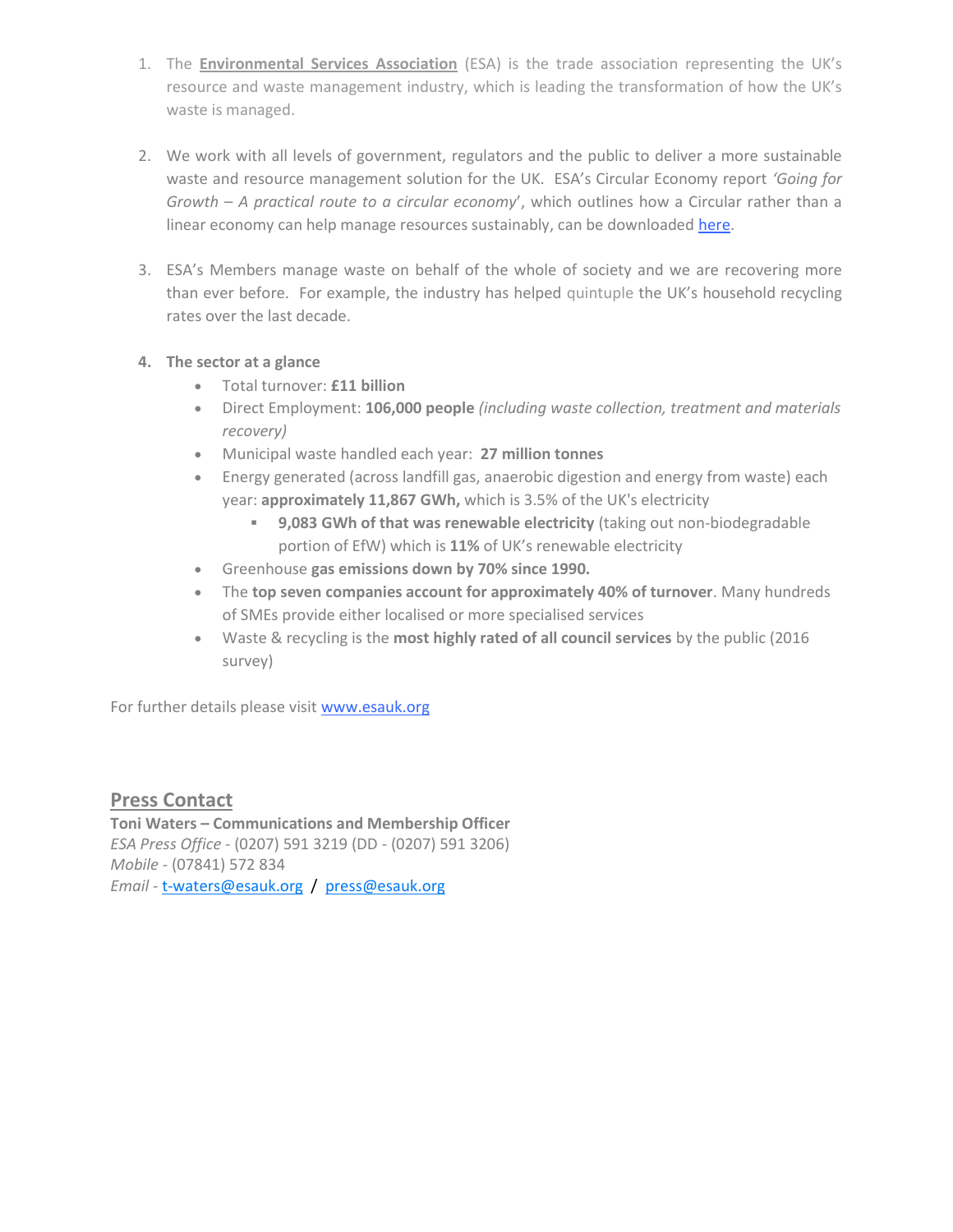1. The **Environmental Services Association** (ESA) is the trade association representing the UK's resource and waste management industry, which is leading the transformation of how the UK's waste is managed.

2. We work with all levels of government, regulators and the public to deliver a more sustainable waste and resource management solution for the UK. ESA's Circular Economy report *'Going for Growth – A practical route to a circular economy*', which outlines how a Circular rather than a linear economy can help manage resources sustainably, can be downloaded here.

3. ESA's Members manage waste on behalf of the whole of society and we are recovering more than ever before. For example, the industry has helped quintuple the UK's household recycling rates over the last decade.

4. **The sector at a glance**
   - Total turnover: **£11 billion**
   - Direct Employment: **106,000 people** *(including waste collection, treatment and materials recovery)*
   - Municipal waste handled each year: **27 million tonnes**
   - Energy generated (across landfill gas, anaerobic digestion and energy from waste) each year: **approximately 11,867 GWh,** which is 3.5% of the UK's electricity
     - **9,083 GWh of that was renewable electricity** (taking out non-biodegradable portion of EfW) which is **11%** of UK's renewable electricity
   - Greenhouse **gas emissions down by 70% since 1990.**
   - The **top seven companies account for approximately 40% of turnover**. Many hundreds of SMEs provide either localised or more specialised services
   - Waste & recycling is the **most highly rated of all council services** by the public (2016 survey)

For further details please visit www.esauk.org

## Press Contact

**Toni Waters – Communications and Membership Officer**
*ESA Press Office* - (0207) 591 3219 (DD - (0207) 591 3206)
*Mobile* - (07841) 572 834
*Email* - t-waters@esauk.org / press@esauk.org